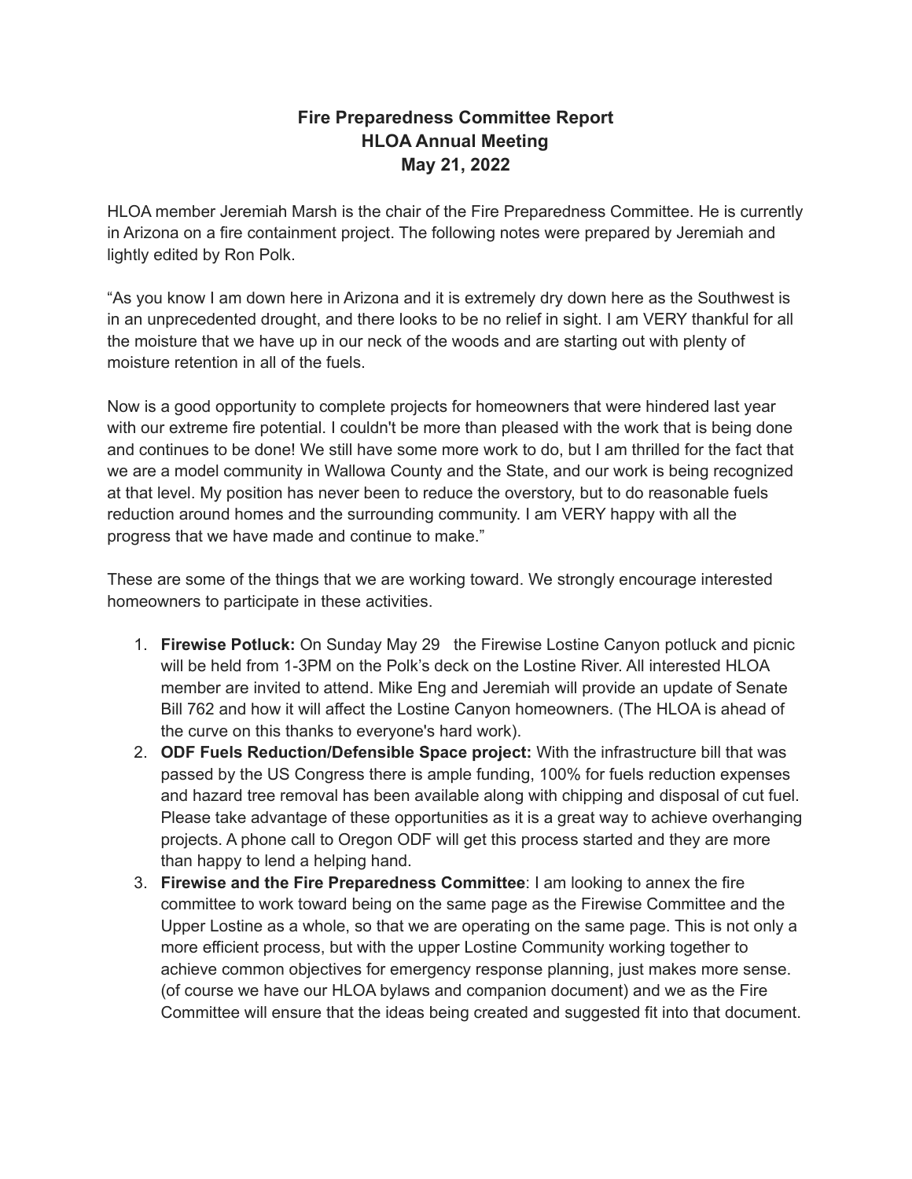# Fire Preparedness Committee Report
# HLOA Annual Meeting
# May 21, 2022

HLOA member Jeremiah Marsh is the chair of the Fire Preparedness Committee. He is currently in Arizona on a fire containment project. The following notes were prepared by Jeremiah and lightly edited by Ron Polk.

"As you know I am down here in Arizona and it is extremely dry down here as the Southwest is in an unprecedented drought, and there looks to be no relief in sight. I am VERY thankful for all the moisture that we have up in our neck of the woods and are starting out with plenty of moisture retention in all of the fuels.

Now is a good opportunity to complete projects for homeowners that were hindered last year with our extreme fire potential. I couldn't be more than pleased with the work that is being done and continues to be done! We still have some more work to do, but I am thrilled for the fact that we are a model community in Wallowa County and the State, and our work is being recognized at that level. My position has never been to reduce the overstory, but to do reasonable fuels reduction around homes and the surrounding community. I am VERY happy with all the progress that we have made and continue to make."

These are some of the things that we are working toward. We strongly encourage interested homeowners to participate in these activities.

1. **Firewise Potluck:** On Sunday May 29 the Firewise Lostine Canyon potluck and picnic will be held from 1-3PM on the Polk's deck on the Lostine River. All interested HLOA member are invited to attend. Mike Eng and Jeremiah will provide an update of Senate Bill 762 and how it will affect the Lostine Canyon homeowners. (The HLOA is ahead of the curve on this thanks to everyone's hard work).
2. **ODF Fuels Reduction/Defensible Space project:** With the infrastructure bill that was passed by the US Congress there is ample funding, 100% for fuels reduction expenses and hazard tree removal has been available along with chipping and disposal of cut fuel. Please take advantage of these opportunities as it is a great way to achieve overhanging projects. A phone call to Oregon ODF will get this process started and they are more than happy to lend a helping hand.
3. **Firewise and the Fire Preparedness Committee**: I am looking to annex the fire committee to work toward being on the same page as the Firewise Committee and the Upper Lostine as a whole, so that we are operating on the same page. This is not only a more efficient process, but with the upper Lostine Community working together to achieve common objectives for emergency response planning, just makes more sense. (of course we have our HLOA bylaws and companion document) and we as the Fire Committee will ensure that the ideas being created and suggested fit into that document.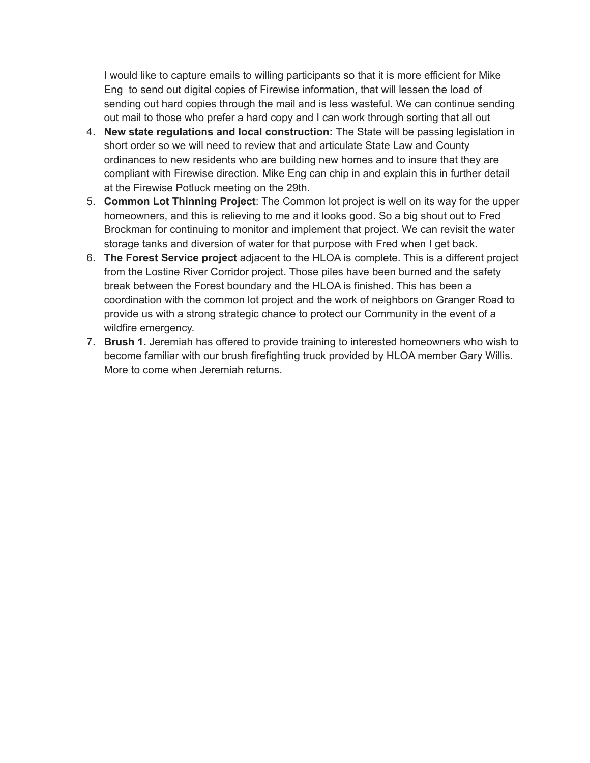I would like to capture emails to willing participants so that it is more efficient for Mike Eng to send out digital copies of Firewise information, that will lessen the load of sending out hard copies through the mail and is less wasteful. We can continue sending out mail to those who prefer a hard copy and I can work through sorting that all out

4. **New state regulations and local construction:** The State will be passing legislation in short order so we will need to review that and articulate State Law and County ordinances to new residents who are building new homes and to insure that they are compliant with Firewise direction. Mike Eng can chip in and explain this in further detail at the Firewise Potluck meeting on the 29th.
5. **Common Lot Thinning Project**: The Common lot project is well on its way for the upper homeowners, and this is relieving to me and it looks good. So a big shout out to Fred Brockman for continuing to monitor and implement that project. We can revisit the water storage tanks and diversion of water for that purpose with Fred when I get back.
6. **The Forest Service project** adjacent to the HLOA is complete. This is a different project from the Lostine River Corridor project. Those piles have been burned and the safety break between the Forest boundary and the HLOA is finished. This has been a coordination with the common lot project and the work of neighbors on Granger Road to provide us with a strong strategic chance to protect our Community in the event of a wildfire emergency.
7. **Brush 1.** Jeremiah has offered to provide training to interested homeowners who wish to become familiar with our brush firefighting truck provided by HLOA member Gary Willis. More to come when Jeremiah returns.